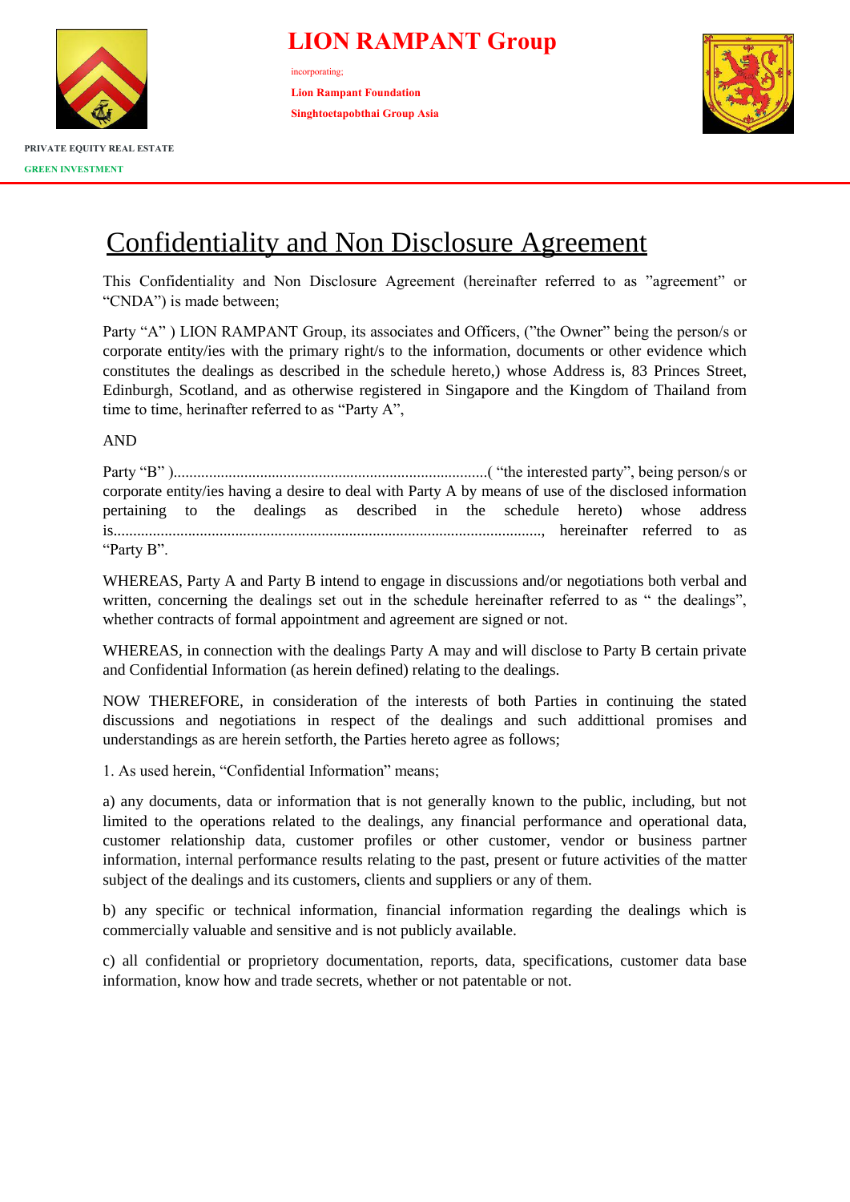# LION RAMPANT Group

incorporating;

**Lion Rampant Foundation**

**Singhtoetapobthai Group Asia**

**PRIVATE EQUITY REAL ESTATE**

**GREEN INVESTMENT**

## Confidentiality and Non Disclosure Agreement

This Confidentiality and Non Disclosure Agreement (hereinafter referred to as "agreement" or "CNDA") is made between;

Party "A" ) LION RAMPANT Group, its associates and Officers, ("the Owner" being the person/s or corporate entity/ies with the primary right/s to the information, documents or other evidence which constitutes the dealings as described in the schedule hereto,) whose Address is, 83 Princes Street, Edinburgh, Scotland, and as otherwise registered in Singapore and the Kingdom of Thailand from time to time, herinafter referred to as "Party A",

AND

Party "B" )................................................................................( "the interested party", being person/s or corporate entity/ies having a desire to deal with Party A by means of use of the disclosed information pertaining to the dealings as described in the schedule hereto) whose address is.............................................................................................................., hereinafter referred to as "Party B".

WHEREAS, Party A and Party B intend to engage in discussions and/or negotiations both verbal and written, concerning the dealings set out in the schedule hereinafter referred to as " the dealings", whether contracts of formal appointment and agreement are signed or not.

WHEREAS, in connection with the dealings Party A may and will disclose to Party B certain private and Confidential Information (as herein defined) relating to the dealings.

NOW THEREFORE, in consideration of the interests of both Parties in continuing the stated discussions and negotiations in respect of the dealings and such addittional promises and understandings as are herein setforth, the Parties hereto agree as follows;

1. As used herein, "Confidential Information" means;

a) any documents, data or information that is not generally known to the public, including, but not limited to the operations related to the dealings, any financial performance and operational data, customer relationship data, customer profiles or other customer, vendor or business partner information, internal performance results relating to the past, present or future activities of the matter subject of the dealings and its customers, clients and suppliers or any of them.

b) any specific or technical information, financial information regarding the dealings which is commercially valuable and sensitive and is not publicly available.

c) all confidential or proprietory documentation, reports, data, specifications, customer data base information, know how and trade secrets, whether or not patentable or not.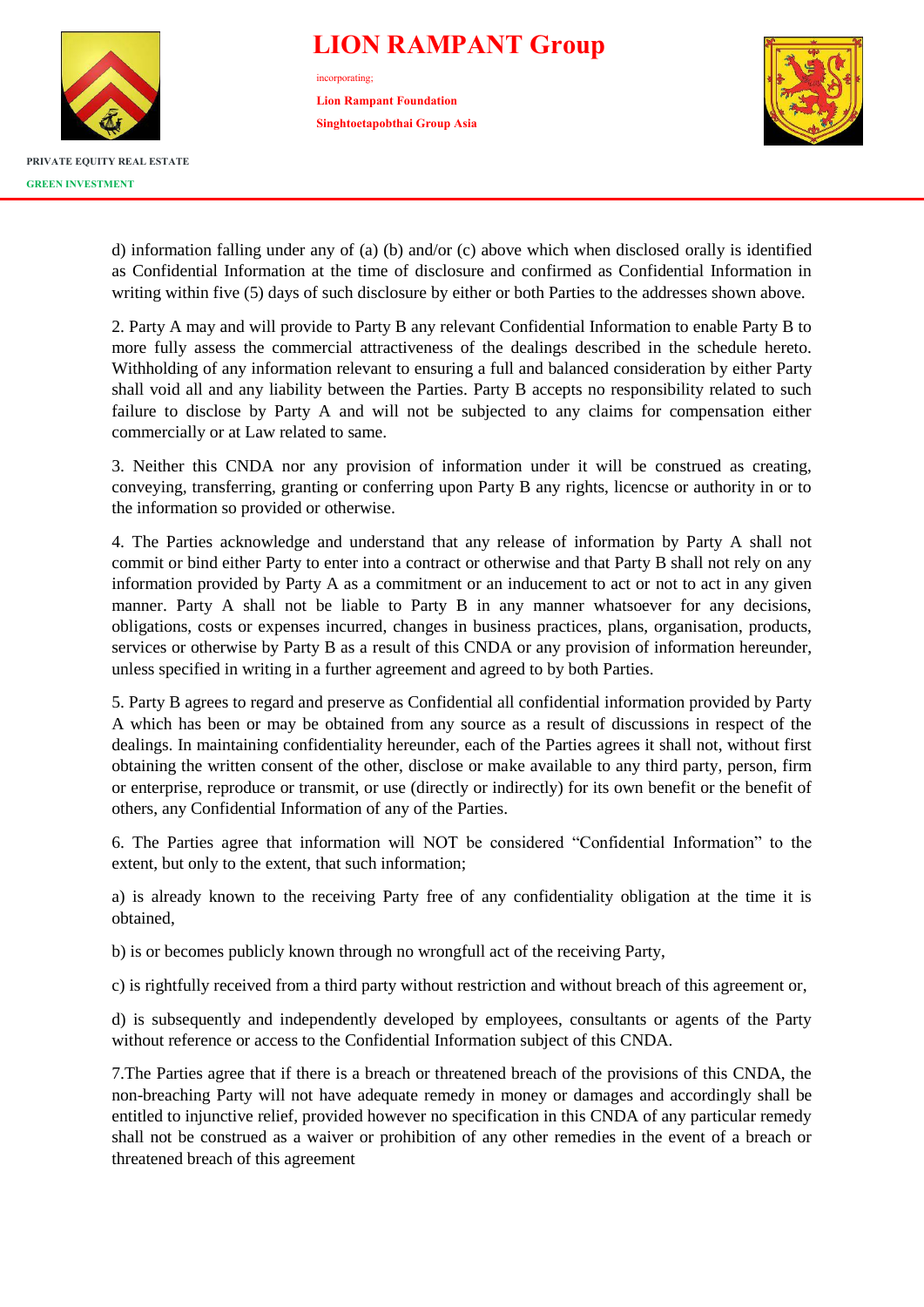d) information falling under any of (a) (b) and/or (c) above which when disclosed orally is identified as Confidential Information at the time of disclosure and confirmed as Confidential Information in writing within five (5) days of such disclosure by either or both Parties to the addresses shown above.

2. Party A may and will provide to Party B any relevant Confidential Information to enable Party B to more fully assess the commercial attractiveness of the dealings described in the schedule hereto. Withholding of any information relevant to ensuring a full and balanced consideration by either Party shall void all and any liability between the Parties. Party B accepts no responsibility related to such failure to disclose by Party A and will not be subjected to any claims for compensation either commercially or at Law related to same.

3. Neither this CNDA nor any provision of information under it will be construed as creating, conveying, transferring, granting or conferring upon Party B any rights, licencse or authority in or to the information so provided or otherwise.

4. The Parties acknowledge and understand that any release of information by Party A shall not commit or bind either Party to enter into a contract or otherwise and that Party B shall not rely on any information provided by Party A as a commitment or an inducement to act or not to act in any given manner. Party A shall not be liable to Party B in any manner whatsoever for any decisions, obligations, costs or expenses incurred, changes in business practices, plans, organisation, products, services or otherwise by Party B as a result of this CNDA or any provision of information hereunder, unless specified in writing in a further agreement and agreed to by both Parties.

5. Party B agrees to regard and preserve as Confidential all confidential information provided by Party A which has been or may be obtained from any source as a result of discussions in respect of the dealings. In maintaining confidentiality hereunder, each of the Parties agrees it shall not, without first obtaining the written consent of the other, disclose or make available to any third party, person, firm or enterprise, reproduce or transmit, or use (directly or indirectly) for its own benefit or the benefit of others, any Confidential Information of any of the Parties.

6. The Parties agree that information will NOT be considered "Confidential Information" to the extent, but only to the extent, that such information;

a) is already known to the receiving Party free of any confidentiality obligation at the time it is obtained,

b) is or becomes publicly known through no wrongfull act of the receiving Party,

c) is rightfully received from a third party without restriction and without breach of this agreement or,

d) is subsequently and independently developed by employees, consultants or agents of the Party without reference or access to the Confidential Information subject of this CNDA.

7.The Parties agree that if there is a breach or threatened breach of the provisions of this CNDA, the non-breaching Party will not have adequate remedy in money or damages and accordingly shall be entitled to injunctive relief, provided however no specification in this CNDA of any particular remedy shall not be construed as a waiver or prohibition of any other remedies in the event of a breach or threatened breach of this agreement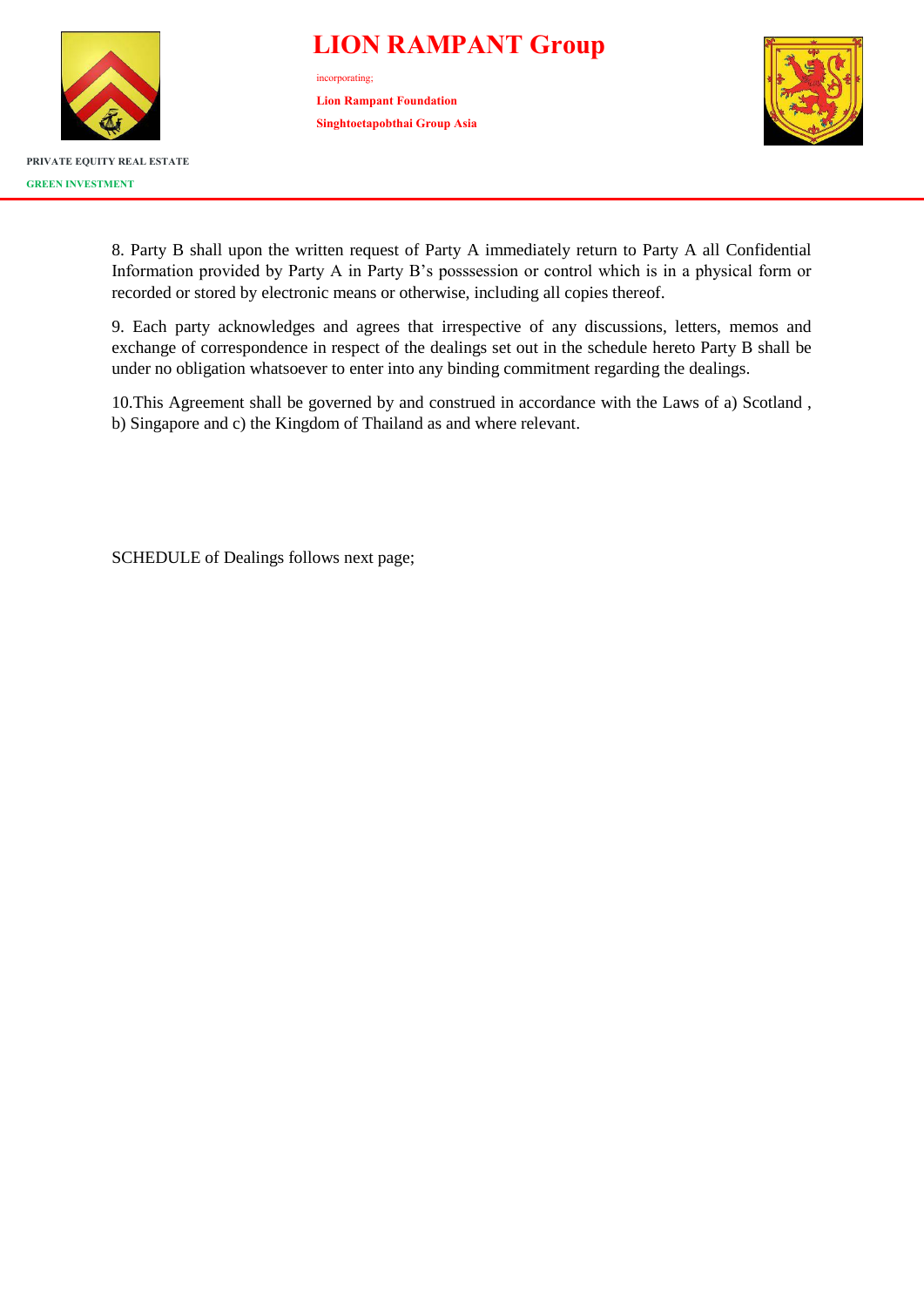8. Party B shall upon the written request of Party A immediately return to Party A all Confidential Information provided by Party A in Party B's posssession or control which is in a physical form or recorded or stored by electronic means or otherwise, including all copies thereof.

9. Each party acknowledges and agrees that irrespective of any discussions, letters, memos and exchange of correspondence in respect of the dealings set out in the schedule hereto Party B shall be under no obligation whatsoever to enter into any binding commitment regarding the dealings.

10.This Agreement shall be governed by and construed in accordance with the Laws of a) Scotland , b) Singapore and c) the Kingdom of Thailand as and where relevant.

SCHEDULE of Dealings follows next page;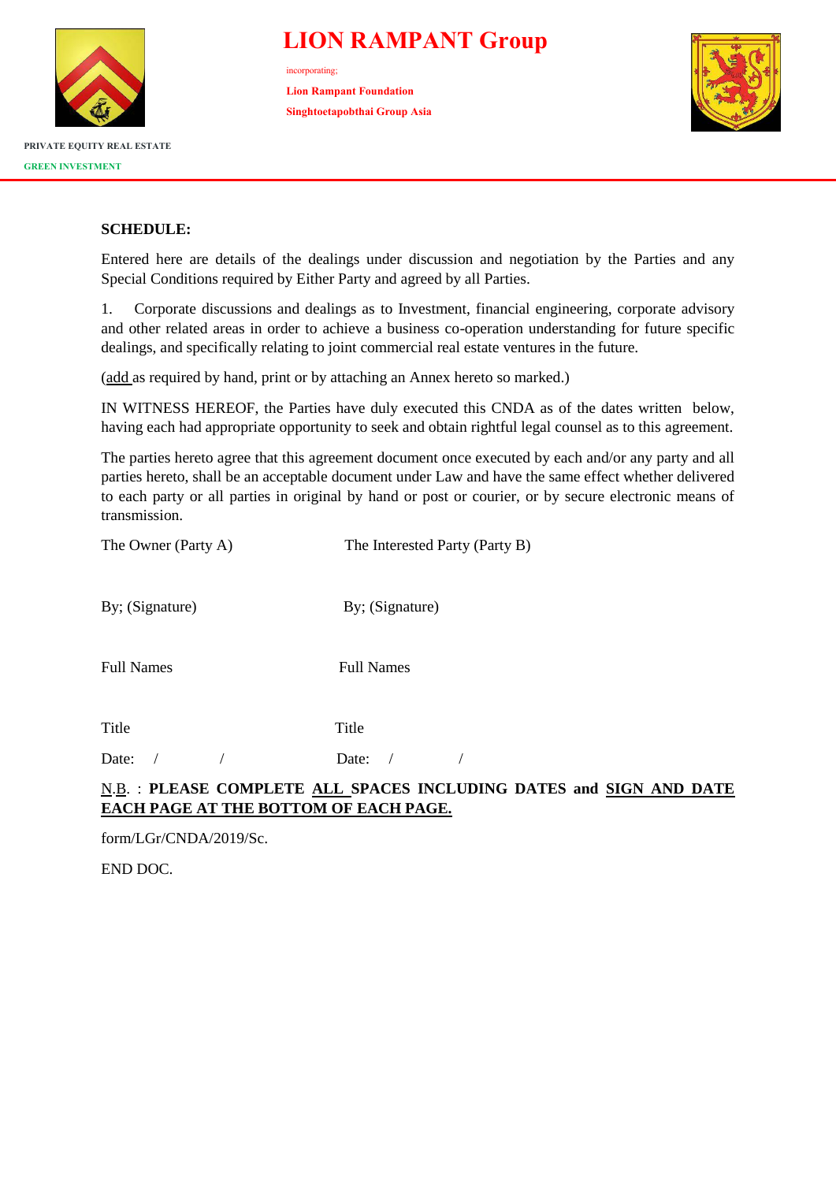**SCHEDULE:**

Entered here are details of the dealings under discussion and negotiation by the Parties and any Special Conditions required by Either Party and agreed by all Parties.

1. Corporate discussions and dealings as to Investment, financial engineering, corporate advisory and other related areas in order to achieve a business co-operation understanding for future specific dealings, and specifically relating to joint commercial real estate ventures in the future.

(add as required by hand, print or by attaching an Annex hereto so marked.)

IN WITNESS HEREOF, the Parties have duly executed this CNDA as of the dates written below, having each had appropriate opportunity to seek and obtain rightful legal counsel as to this agreement.

The parties hereto agree that this agreement document once executed by each and/or any party and all parties hereto, shall be an acceptable document under Law and have the same effect whether delivered to each party or all parties in original by hand or post or courier, or by secure electronic means of transmission.

| The Owner (Party A) | The Interested Party (Party B) |
|---|---|
| By; (Signature) | By; (Signature) |
| Full Names | Full Names |
| Title | Title |
| Date: / / | Date: / / |

N.B. : **PLEASE COMPLETE ALL SPACES INCLUDING DATES and SIGN AND DATE EACH PAGE AT THE BOTTOM OF EACH PAGE.**

form/LGr/CNDA/2019/Sc.

END DOC.